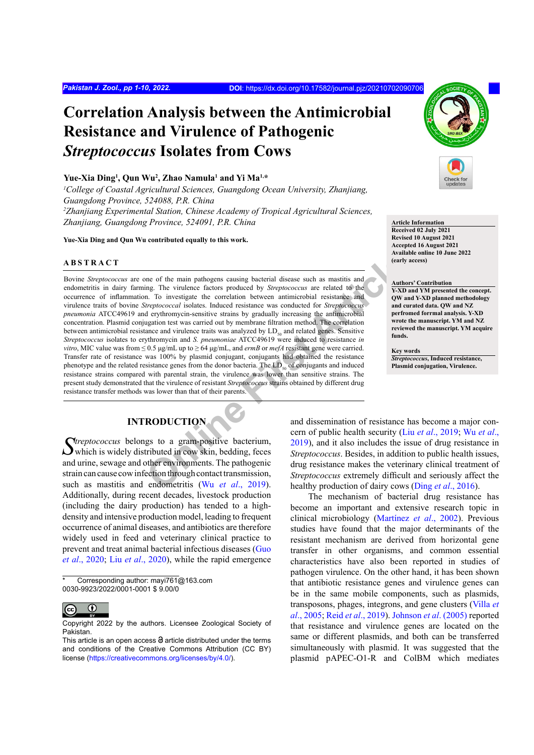# Correlation Analysis between the Antimicrobial Resistance and Virulence of Pathogenic *Streptococcus* Isolates from Cows

**Yue-Xia Ding[1], Qun Wu[2], Zhao Namula[1] and Yi Ma[1,*]**

*[1]College of Coastal Agricultural Sciences, Guangdong Ocean University, Zhanjiang, Guangdong Province, 524088, P.R. China*

*[2]Zhanjiang Experimental Station, Chinese Academy of Tropical Agricultural Sciences, Zhanjiang, Guangdong Province, 524091, P.R. China*

**Yue-Xia Ding and Qun Wu contributed equally to this work.**

**Article Information**
**Received 02 July 2021**
**Revised 10 August 2021**
**Accepted 16 August 2021**
**Available online 10 June 2022 (early access)**

**Authors' Contribution**
**Y-XD and YM presented the concept. QW and Y-XD planned methodology and curated data. QW and NZ perfromed formal analysis. Y-XD wrote the manuscript. YM and NZ reviewed the manuscript. YM acquire funds.**

**Key words**
***Streptococcus*, Induced resistance, Plasmid conjugation, Virulence.**

## ABSTRACT

Bovine *Streptococcus* are one of the main pathogens causing bacterial disease such as mastitis and endometritis in dairy farming. The virulence factors produced by *Streptococcus* are related to the occurrence of inflammation. To investigate the correlation between antimicrobial resistance and virulence traits of bovine *Streptococcal* isolates. Induced resistance was conducted for *Streptococcus pneumonia* ATCC49619 and erythromycin-sensitive strains by gradually increasing the antimicrobial concentration. Plasmid conjugation test was carried out by membrane filtration method. The correlation between antimicrobial resistance and virulence traits was analyzed by $LD_{50}$ and related genes. Sensitive *Streptococcus* isolates to erythromycin and *S. pneumoniae* ATCC49619 were induced to resistance *in vitro*, MIC value was from ≤ 0.5 μg/mL up to ≥ 64 μg/mL, and *ermB* or *mefA* resistant gene were carried. Transfer rate of resistance was 100% by plasmid conjugant, conjugants had obtained the resistance phenotype and the related resistance genes from the donor bacteria. The $LD_{50}$ of conjugants and induced resistance strains compared with parental strain, the virulence was lower than sensitive strains. The present study demonstrated that the virulence of resistant *Streptococcus* strains obtained by different drug resistance transfer methods was lower than that of their parents.

## INTRODUCTION

*Streptococcus* belongs to a gram-positive bacterium, which is widely distributed in cow skin, bedding, feces and urine, sewage and other environments. The pathogenic strain can cause cow infection through contact transmission, such as mastitis and endometritis (Wu *et al*., 2019). Additionally, during recent decades, livestock production (including the dairy production) has tended to a high-density and intensive production model, leading to frequent occurrence of animal diseases, and antibiotics are therefore widely used in feed and veterinary clinical practice to prevent and treat animal bacterial infectious diseases (Guo *et al*., 2020; Liu *et al*., 2020), while the rapid emergence and dissemination of resistance has become a major concern of public health security (Liu *et al*., 2019; Wu *et al*., 2019), and it also includes the issue of drug resistance in *Streptococcus*. Besides, in addition to public health issues, drug resistance makes the veterinary clinical treatment of *Streptococcus* extremely difficult and seriously affect the healthy production of dairy cows (Ding *et al*., 2016).

The mechanism of bacterial drug resistance has become an important and extensive research topic in clinical microbiology (Martínez *et al*., 2002). Previous studies have found that the major determinants of the resistant mechanism are derived from horizontal gene transfer in other organisms, and common essential characteristics have also been reported in studies of pathogen virulence. On the other hand, it has been shown that antibiotic resistance genes and virulence genes can be in the same mobile components, such as plasmids, transposons, phages, integrons, and gene clusters (Villa *et al*., 2005; Reid *et al*., 2019). Johnson *et al*. (2005) reported that resistance and virulence genes are located on the same or different plasmids, and both can be transferred simultaneously with plasmid. It was suggested that the plasmid pAPEC-O1-R and ColBM which mediates

\* Corresponding author: mayi761@163.com
0030-9923/2022/0001-0001 $ 9.00/0

Copyright 2022 by the authors. Licensee Zoological Society of Pakistan.
This article is an open access article distributed under the terms and conditions of the Creative Commons Attribution (CC BY) license (https://creativecommons.org/licenses/by/4.0/).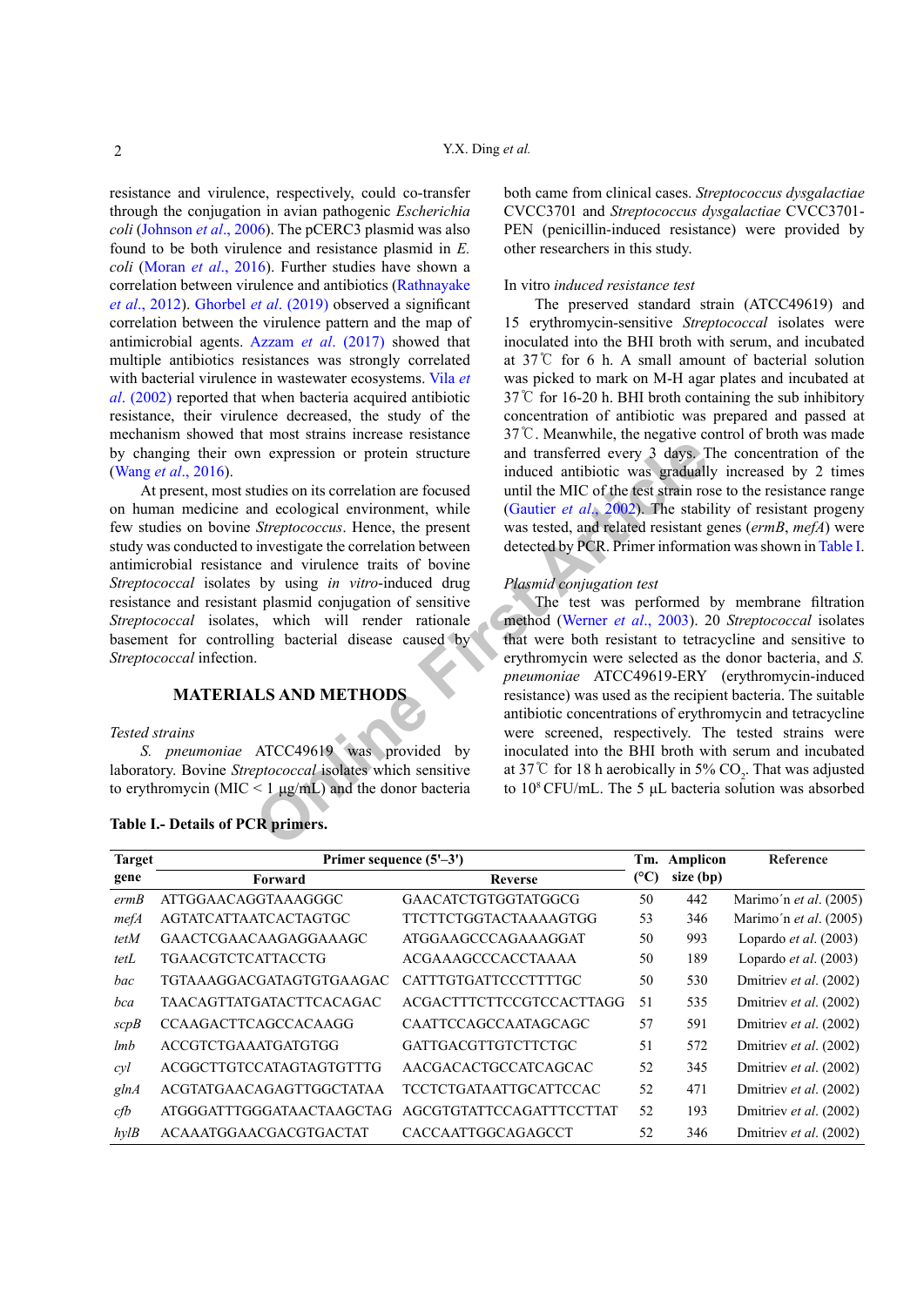resistance and virulence, respectively, could co-transfer through the conjugation in avian pathogenic *Escherichia coli* (Johnson *et al*., 2006). The pCERC3 plasmid was also found to be both virulence and resistance plasmid in *E. coli* (Moran *et al*., 2016). Further studies have shown a correlation between virulence and antibiotics (Rathnayake *et al*., 2012). Ghorbel *et al*. (2019) observed a significant correlation between the virulence pattern and the map of antimicrobial agents. Azzam *et al*. (2017) showed that multiple antibiotics resistances was strongly correlated with bacterial virulence in wastewater ecosystems. Vila *et al*. (2002) reported that when bacteria acquired antibiotic resistance, their virulence decreased, the study of the mechanism showed that most strains increase resistance by changing their own expression or protein structure (Wang *et al*., 2016).

At present, most studies on its correlation are focused on human medicine and ecological environment, while few studies on bovine *Streptococcus*. Hence, the present study was conducted to investigate the correlation between antimicrobial resistance and virulence traits of bovine *Streptococcal* isolates by using *in vitro*-induced drug resistance and resistant plasmid conjugation of sensitive *Streptococcal* isolates, which will render rationale basement for controlling bacterial disease caused by *Streptococcal* infection.

## MATERIALS AND METHODS

*Tested strains*

*S. pneumoniae* ATCC49619 was provided by laboratory. Bovine *Streptococcal* isolates which sensitive to erythromycin (MIC < 1 μg/mL) and the donor bacteria both came from clinical cases. *Streptococcus dysgalactiae* CVCC3701 and *Streptococcus dysgalactiae* CVCC3701-PEN (penicillin-induced resistance) were provided by other researchers in this study.

In vitro *induced resistance test*

The preserved standard strain (ATCC49619) and 15 erythromycin-sensitive *Streptococcal* isolates were inoculated into the BHI broth with serum, and incubated at 37℃ for 6 h. A small amount of bacterial solution was picked to mark on M-H agar plates and incubated at 37℃ for 16-20 h. BHI broth containing the sub inhibitory concentration of antibiotic was prepared and passed at 37℃. Meanwhile, the negative control of broth was made and transferred every 3 days. The concentration of the induced antibiotic was gradually increased by 2 times until the MIC of the test strain rose to the resistance range (Gautier *et al*., 2002). The stability of resistant progeny was tested, and related resistant genes (*ermB*, *mefA*) were detected by PCR. Primer information was shown in Table I.

*Plasmid conjugation test*

The test was performed by membrane filtration method (Werner *et al*., 2003). 20 *Streptococcal* isolates that were both resistant to tetracycline and sensitive to erythromycin were selected as the donor bacteria, and *S. pneumoniae* ATCC49619-ERY (erythromycin-induced resistance) was used as the recipient bacteria. The suitable antibiotic concentrations of erythromycin and tetracycline were screened, respectively. The tested strains were inoculated into the BHI broth with serum and incubated at 37℃ for 18 h aerobically in 5% $CO_2$. That was adjusted to $10^8$ CFU/mL. The 5 μL bacteria solution was absorbed

**Table I.- Details of PCR primers.**

| Target gene | Primer sequence (5'–3') | | Tm. (°C) | Amplicon size (bp) | Reference |
|---|---|---|---|---|---|
| | Forward | Reverse | | | |
| *ermB* | ATTGGAACAGGTAAAGGGC | GAACATCTGTGGTATGGCG | 50 | 442 | Marimo´n *et al*. (2005) |
| *mefA* | AGTATCATTAATCACTAGTGC | TTCTTCTGGTACTAAAAGTGG | 53 | 346 | Marimo´n *et al*. (2005) |
| *tetM* | GAACTCGAACAAGAGGAAAGC | ATGGAAGCCCAGAAAGGAT | 50 | 993 | Lopardo *et al*. (2003) |
| *tetL* | TGAACGTCTCATTACCTG | ACGAAAGCCCACCTAAAA | 50 | 189 | Lopardo *et al*. (2003) |
| *bac* | TGTAAAGGACGATAGTGTGAAGAC | CATTTGTGATTCCCTTTTGC | 50 | 530 | Dmitriev *et al*. (2002) |
| *bca* | TAACAGTTATGATACTTCACAGAC | ACGACTTTCTTCCGTCCACTTAGG | 51 | 535 | Dmitriev *et al*. (2002) |
| *scpB* | CCAAGACTTCAGCCACAAGG | CAATTCCAGCCAATAGCAGC | 57 | 591 | Dmitriev *et al*. (2002) |
| *lmb* | ACCGTCTGAAATGATGTGG | GATTGACGTTGTCTTCTGC | 51 | 572 | Dmitriev *et al*. (2002) |
| *cyl* | ACGGCTTGTCCATAGTAGTGTTTG | AACGACACTGCCATCAGCAC | 52 | 345 | Dmitriev *et al*. (2002) |
| *glnA* | ACGTATGAACAGAGTTGGCTATAA | TCCTCTGATAATTGCATTCCAC | 52 | 471 | Dmitriev *et al*. (2002) |
| *cfb* | ATGGGATTTGGGATAACTAAGCTAG | AGCGTGTATTCCAGATTTCCTTAT | 52 | 193 | Dmitriev *et al*. (2002) |
| *hylB* | ACAAATGGAACGACGTGACTAT | CACCAATTGGCAGAGCCT | 52 | 346 | Dmitriev *et al*. (2002) |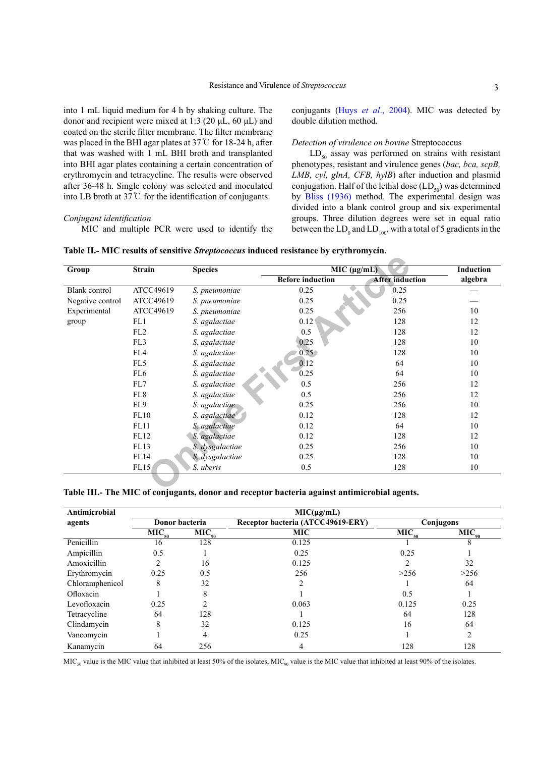into 1 mL liquid medium for 4 h by shaking culture. The donor and recipient were mixed at 1:3 (20 μL, 60 μL) and coated on the sterile filter membrane. The filter membrane was placed in the BHI agar plates at 37℃ for 18-24 h, after that was washed with 1 mL BHI broth and transplanted into BHI agar plates containing a certain concentration of erythromycin and tetracycline. The results were observed after 36-48 h. Single colony was selected and inoculated into LB broth at 37℃ for the identification of conjugants.

*Conjugant identification*

MIC and multiple PCR were used to identify the conjugants (Huys *et al*., 2004). MIC was detected by double dilution method.

*Detection of virulence on bovine* Streptococcus

$LD_{50}$ assay was performed on strains with resistant phenotypes, resistant and virulence genes (*bac, bca, scpB, LMB, cyl, glnA, CFB, hylB*) after induction and plasmid conjugation. Half of the lethal dose ($LD_{50}$) was determined by Bliss (1936) method. The experimental design was divided into a blank control group and six experimental groups. Three dilution degrees were set in equal ratio between the $LD_0$ and $LD_{100}$, with a total of 5 gradients in the

**Table II.- MIC results of sensitive *Streptococcus* induced resistance by erythromycin.**

| Group | Strain | Species | MIC (μg/mL) | | Induction algebra |
|---|---|---|---|---|---|
| | | | Before induction | After induction | |
| Blank control | ATCC49619 | *S. pneumoniae* | 0.25 | 0.25 | — |
| Negative control | ATCC49619 | *S. pneumoniae* | 0.25 | 0.25 | — |
| Experimental group | ATCC49619 | *S. pneumoniae* | 0.25 | 256 | 10 |
| | FL1 | *S. agalactiae* | 0.12 | 128 | 12 |
| | FL2 | *S. agalactiae* | 0.5 | 128 | 12 |
| | FL3 | *S. agalactiae* | 0.25 | 128 | 10 |
| | FL4 | *S. agalactiae* | 0.25 | 128 | 10 |
| | FL5 | *S. agalactiae* | 0.12 | 64 | 10 |
| | FL6 | *S. agalactiae* | 0.25 | 64 | 10 |
| | FL7 | *S. agalactiae* | 0.5 | 256 | 12 |
| | FL8 | *S. agalactiae* | 0.5 | 256 | 12 |
| | FL9 | *S. agalactiae* | 0.25 | 256 | 10 |
| | FL10 | *S. agalactiae* | 0.12 | 128 | 12 |
| | FL11 | *S. agalactiae* | 0.12 | 64 | 10 |
| | FL12 | *S. agalactiae* | 0.12 | 128 | 12 |
| | FL13 | *S. dysgalactiae* | 0.25 | 256 | 10 |
| | FL14 | *S. dysgalactiae* | 0.25 | 128 | 10 |
| | FL15 | *S. uberis* | 0.5 | 128 | 10 |

**Table III.- The MIC of conjugants, donor and receptor bacteria against antimicrobial agents.**

| Antimicrobial agents | MIC(μg/mL) | | | | |
|---|---|---|---|---|---|
| | Donor bacteria | | Receptor bacteria (ATCC49619-ERY) | Conjugons | |
| | $MIC_{50}$ | $MIC_{90}$ | MIC | $MIC_{50}$ | $MIC_{90}$ |
| Penicillin | 16 | 128 | 0.125 | 1 | 8 |
| Ampicillin | 0.5 | 1 | 0.25 | 0.25 | 1 |
| Amoxicillin | 2 | 16 | 0.125 | 2 | 32 |
| Erythromycin | 0.25 | 0.5 | 256 | >256 | >256 |
| Chloramphenicol | 8 | 32 | 2 | 1 | 64 |
| Ofloxacin | 1 | 8 | 1 | 0.5 | 1 |
| Levofloxacin | 0.25 | 2 | 0.063 | 0.125 | 0.25 |
| Tetracycline | 64 | 128 | 1 | 64 | 128 |
| Clindamycin | 8 | 32 | 0.125 | 16 | 64 |
| Vancomycin | 1 | 4 | 0.25 | 1 | 2 |
| Kanamycin | 64 | 256 | 4 | 128 | 128 |

$MIC_{50}$ value is the MIC value that inhibited at least 50% of the isolates, $MIC_{90}$ value is the MIC value that inhibited at least 90% of the isolates.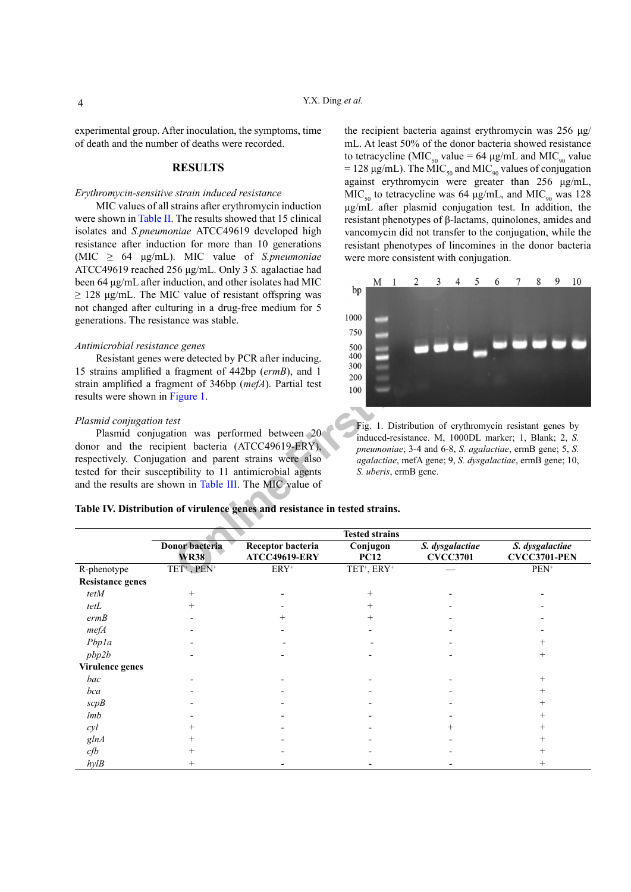experimental group. After inoculation, the symptoms, time of death and the number of deaths were recorded.

## RESULTS

*Erythromycin-sensitive strain induced resistance*

MIC values of all strains after erythromycin induction were shown in Table II. The results showed that 15 clinical isolates and *S.pneumoniae* ATCC49619 developed high resistance after induction for more than 10 generations (MIC ≥ 64 μg/mL). MIC value of *S.pneumoniae* ATCC49619 reached 256 μg/mL. Only 3 *S.* agalactiae had been 64 μg/mL after induction, and other isolates had MIC ≥ 128 μg/mL. The MIC value of resistant offspring was not changed after culturing in a drug-free medium for 5 generations. The resistance was stable.

*Antimicrobial resistance genes*

Resistant genes were detected by PCR after inducing. 15 strains amplified a fragment of 442bp (*ermB*), and 1 strain amplified a fragment of 346bp (*mefA*). Partial test results were shown in Figure 1.

*Plasmid conjugation test*

Plasmid conjugation was performed between 20 donor and the recipient bacteria (ATCC49619-ERY), respectively. Conjugation and parent strains were also tested for their susceptibility to 11 antimicrobial agents and the results are shown in Table III. The MIC value of the recipient bacteria against erythromycin was 256 μg/mL. At least 50% of the donor bacteria showed resistance to tetracycline ($MIC_{50}$ value = 64 μg/mL and $MIC_{90}$ value = 128 μg/mL). The $MIC_{50}$ and $MIC_{90}$ values of conjugation against erythromycin were greater than 256 μg/mL, $MIC_{50}$ to tetracycline was 64 μg/mL, and $MIC_{90}$ was 128 μg/mL after plasmid conjugation test. In addition, the resistant phenotypes of β-lactams, quinolones, amides and vancomycin did not transfer to the conjugation, while the resistant phenotypes of lincomines in the donor bacteria were more consistent with conjugation.

M 1 2 3 4 5 6 7 8 9 10
bp
1000
750
500
400
300
200
100

Fig. 1. Distribution of erythromycin resistant genes by induced-resistance. M, 1000DL marker; 1, Blank; 2, *S. pneumoniae*; 3-4 and 6-8, *S. agalactiae*, ermB gene; 5, *S. agalactiae*, mefA gene; 9, *S. dysgalactiae*, ermB gene; 10, *S. uberis*, ermB gene.

**Table IV. Distribution of virulence genes and resistance in tested strains.**

| | Tested strains | | | | |
|---|---|---|---|---|---|
| | **Donor bacteria WR38** | **Receptor bacteria ATCC49619-ERY** | **Conjugon PC12** | ***S. dysgalactiae* CVCC3701** | ***S. dysgalactiae* CVCC3701-PEN** |
| R-phenotype | $TET^+$, $PEN^+$ | $ERY^+$ | $TET^+$, $ERY^+$ | — | $PEN^+$ |
| **Resistance genes** | | | | | |
| *tetM* | + | - | + | - | - |
| *tetL* | + | - | + | - | - |
| *ermB* | - | + | + | - | - |
| *mefA* | - | - | - | - | - |
| *Pbp1a* | - | - | - | - | + |
| *pbp2b* | - | - | - | - | + |
| **Virulence genes** | | | | | |
| *bac* | - | - | - | - | + |
| *bca* | - | - | - | - | + |
| *scpB* | - | - | - | - | + |
| *lmb* | - | - | - | - | + |
| *cyl* | + | - | - | + | + |
| *glnA* | + | - | - | - | + |
| *cfb* | + | - | - | - | + |
| *hylB* | + | - | - | - | + |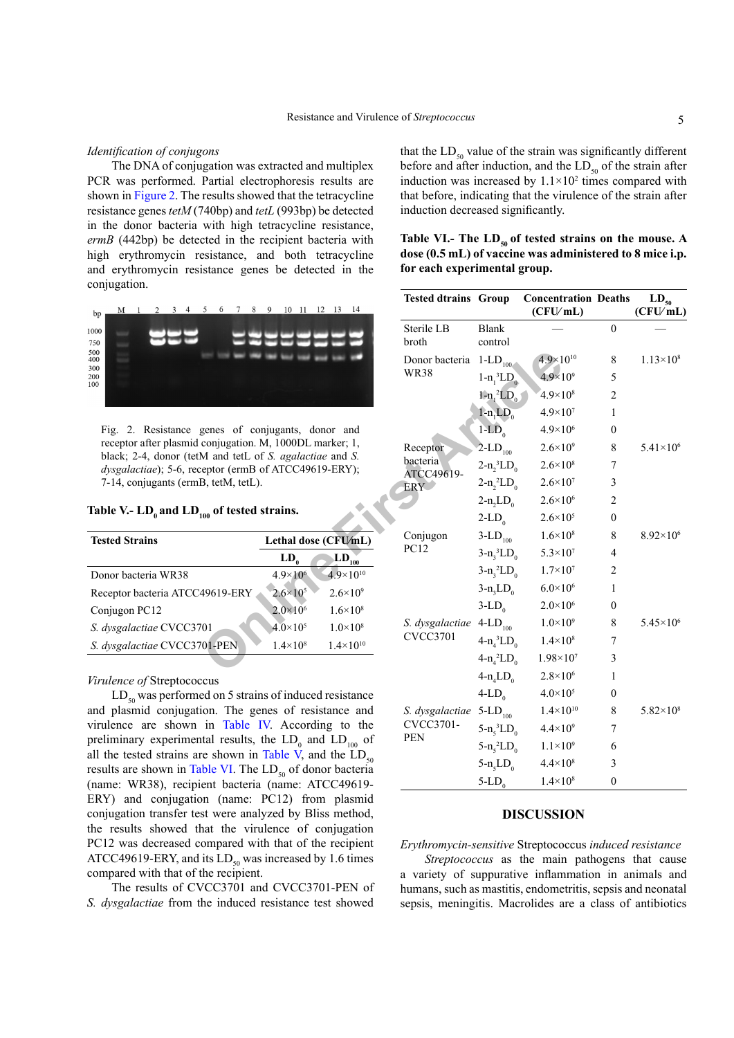*Identification of conjugons*

The DNA of conjugation was extracted and multiplex PCR was performed. Partial electrophoresis results are shown in Figure 2. The results showed that the tetracycline resistance genes *tetM* (740bp) and *tetL* (993bp) be detected in the donor bacteria with high tetracycline resistance, *ermB* (442bp) be detected in the recipient bacteria with high erythromycin resistance, and both tetracycline and erythromycin resistance genes be detected in the conjugation.

Fig. 2. Resistance genes of conjugants, donor and receptor after plasmid conjugation. M, 1000DL marker; 1, black; 2-4, donor (tetM and tetL of *S. agalactiae* and *S. dysgalactiae*); 5-6, receptor (ermB of ATCC49619-ERY); 7-14, conjugants (ermB, tetM, tetL).

**Table V.- $LD_0$ and $LD_{100}$ of tested strains.**

| Tested Strains | Lethal dose (CFU/mL) | |
|---|---|---|
| | $LD_0$ | $LD_{100}$ |
| Donor bacteria WR38 | $4.9\times10^6$ | $4.9\times10^{10}$ |
| Receptor bacteria ATCC49619-ERY | $2.6\times10^5$ | $2.6\times10^9$ |
| Conjugon PC12 | $2.0\times10^6$ | $1.6\times10^8$ |
| *S. dysgalactiae* CVCC3701 | $4.0\times10^5$ | $1.0\times10^8$ |
| *S. dysgalactiae* CVCC3701-PEN | $1.4\times10^8$ | $1.4\times10^{10}$ |

*Virulence of* Streptococcus

$LD_{50}$ was performed on 5 strains of induced resistance and plasmid conjugation. The genes of resistance and virulence are shown in Table IV. According to the preliminary experimental results, the $LD_0$ and $LD_{100}$ of all the tested strains are shown in Table V, and the $LD_{50}$ results are shown in Table VI. The $LD_{50}$ of donor bacteria (name: WR38), recipient bacteria (name: ATCC49619-ERY) and conjugation (name: PC12) from plasmid conjugation transfer test were analyzed by Bliss method, the results showed that the virulence of conjugation PC12 was decreased compared with that of the recipient ATCC49619-ERY, and its $LD_{50}$ was increased by 1.6 times compared with that of the recipient.

The results of CVCC3701 and CVCC3701-PEN of *S. dysgalactiae* from the induced resistance test showed that the $LD_{50}$ value of the strain was significantly different before and after induction, and the $LD_{50}$ of the strain after induction was increased by $1.1\times10^2$ times compared with that before, indicating that the virulence of the strain after induction decreased significantly.

**Table VI.- The $LD_{50}$ of tested strains on the mouse. A dose (0.5 mL) of vaccine was administered to 8 mice i.p. for each experimental group.**

| Tested dtrains | Group | Concentration (CFU/mL) | Deaths | $LD_{50}$ (CFU/mL) |
|---|---|---|---|---|
| Sterile LB broth | Blank control | — | 0 | — |
| Donor bacteria WR38 | $1\text{-}LD_{100}$ | $4.9\times10^{10}$ | 8 | $1.13\times10^8$ |
| | $1\text{-}n_1^{\,3}LD_0$ | $4.9\times10^9$ | 5 | |
| | $1\text{-}n_1^{\,2}LD_0$ | $4.9\times10^8$ | 2 | |
| | $1\text{-}n_1LD_0$ | $4.9\times10^7$ | 1 | |
| | $1\text{-}LD_0$ | $4.9\times10^6$ | 0 | |
| Receptor bacteria ATCC49619-ERY | $2\text{-}LD_{100}$ | $2.6\times10^9$ | 8 | $5.41\times10^6$ |
| | $2\text{-}n_2^{\,3}LD_0$ | $2.6\times10^8$ | 7 | |
| | $2\text{-}n_2^{\,2}LD_0$ | $2.6\times10^7$ | 3 | |
| | $2\text{-}n_2LD_0$ | $2.6\times10^6$ | 2 | |
| | $2\text{-}LD_0$ | $2.6\times10^5$ | 0 | |
| Conjugon PC12 | $3\text{-}LD_{100}$ | $1.6\times10^8$ | 8 | $8.92\times10^6$ |
| | $3\text{-}n_3^{\,3}LD_0$ | $5.3\times10^7$ | 4 | |
| | $3\text{-}n_3^{\,2}LD_0$ | $1.7\times10^7$ | 2 | |
| | $3\text{-}n_3LD_0$ | $6.0\times10^6$ | 1 | |
| | $3\text{-}LD_0$ | $2.0\times10^6$ | 0 | |
| *S. dysgalactiae* CVCC3701 | $4\text{-}LD_{100}$ | $1.0\times10^9$ | 8 | $5.45\times10^6$ |
| | $4\text{-}n_4^{\,3}LD_0$ | $1.4\times10^8$ | 7 | |
| | $4\text{-}n_4^{\,2}LD_0$ | $1.98\times10^7$ | 3 | |
| | $4\text{-}n_4LD_0$ | $2.8\times10^6$ | 1 | |
| | $4\text{-}LD_0$ | $4.0\times10^5$ | 0 | |
| *S. dysgalactiae* CVCC3701-PEN | $5\text{-}LD_{100}$ | $1.4\times10^{10}$ | 8 | $5.82\times10^8$ |
| | $5\text{-}n_5^{\,3}LD_0$ | $4.4\times10^9$ | 7 | |
| | $5\text{-}n_5^{\,2}LD_0$ | $1.1\times10^9$ | 6 | |
| | $5\text{-}n_5LD_0$ | $4.4\times10^8$ | 3 | |
| | $5\text{-}LD_0$ | $1.4\times10^8$ | 0 | |

## DISCUSSION

*Erythromycin-sensitive* Streptococcus *induced resistance*

*Streptococcus* as the main pathogens that cause a variety of suppurative inflammation in animals and humans, such as mastitis, endometritis, sepsis and neonatal sepsis, meningitis. Macrolides are a class of antibiotics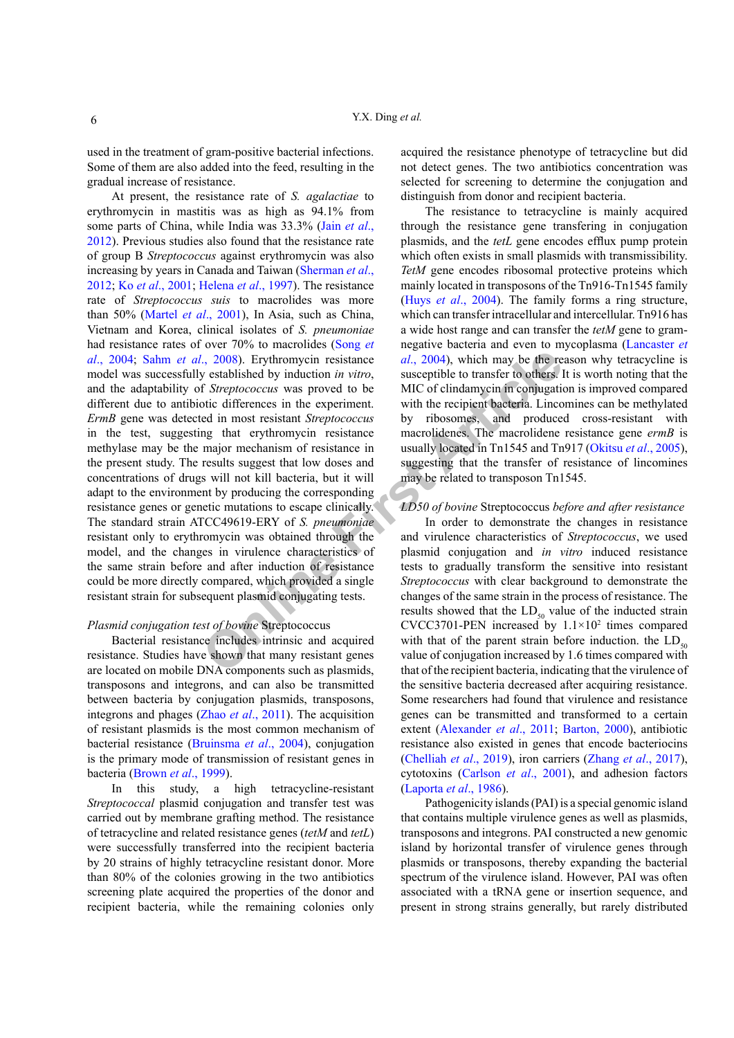used in the treatment of gram-positive bacterial infections. Some of them are also added into the feed, resulting in the gradual increase of resistance.

At present, the resistance rate of *S. agalactiae* to erythromycin in mastitis was as high as 94.1% from some parts of China, while India was 33.3% (Jain *et al*., 2012). Previous studies also found that the resistance rate of group B *Streptococcus* against erythromycin was also increasing by years in Canada and Taiwan (Sherman *et al*., 2012; Ko *et al*., 2001; Helena *et al*., 1997). The resistance rate of *Streptococcus suis* to macrolides was more than 50% (Martel *et al*., 2001), In Asia, such as China, Vietnam and Korea, clinical isolates of *S. pneumoniae* had resistance rates of over 70% to macrolides (Song *et al*., 2004; Sahm *et al*., 2008). Erythromycin resistance model was successfully established by induction *in vitro*, and the adaptability of *Streptococcus* was proved to be different due to antibiotic differences in the experiment. *ErmB* gene was detected in most resistant *Streptococcus* in the test, suggesting that erythromycin resistance methylase may be the major mechanism of resistance in the present study. The results suggest that low doses and concentrations of drugs will not kill bacteria, but it will adapt to the environment by producing the corresponding resistance genes or genetic mutations to escape clinically. The standard strain ATCC49619-ERY of *S. pneumoniae* resistant only to erythromycin was obtained through the model, and the changes in virulence characteristics of the same strain before and after induction of resistance could be more directly compared, which provided a single resistant strain for subsequent plasmid conjugating tests.

*Plasmid conjugation test of bovine* Streptococcus

Bacterial resistance includes intrinsic and acquired resistance. Studies have shown that many resistant genes are located on mobile DNA components such as plasmids, transposons and integrons, and can also be transmitted between bacteria by conjugation plasmids, transposons, integrons and phages (Zhao *et al*., 2011). The acquisition of resistant plasmids is the most common mechanism of bacterial resistance (Bruinsma *et al*., 2004), conjugation is the primary mode of transmission of resistant genes in bacteria (Brown *et al*., 1999).

In this study, a high tetracycline-resistant *Streptococcal* plasmid conjugation and transfer test was carried out by membrane grafting method. The resistance of tetracycline and related resistance genes (*tetM* and *tetL*) were successfully transferred into the recipient bacteria by 20 strains of highly tetracycline resistant donor. More than 80% of the colonies growing in the two antibiotics screening plate acquired the properties of the donor and recipient bacteria, while the remaining colonies only acquired the resistance phenotype of tetracycline but did not detect genes. The two antibiotics concentration was selected for screening to determine the conjugation and distinguish from donor and recipient bacteria.

The resistance to tetracycline is mainly acquired through the resistance gene transfering in conjugation plasmids, and the *tetL* gene encodes efflux pump protein which often exists in small plasmids with transmissibility. *TetM* gene encodes ribosomal protective proteins which mainly located in transposons of the Tn916-Tn1545 family (Huys *et al*., 2004). The family forms a ring structure, which can transfer intracellular and intercellular. Tn916 has a wide host range and can transfer the *tetM* gene to gram-negative bacteria and even to mycoplasma (Lancaster *et al*., 2004), which may be the reason why tetracycline is susceptible to transfer to others. It is worth noting that the MIC of clindamycin in conjugation is improved compared with the recipient bacteria. Lincomines can be methylated by ribosomes, and produced cross-resistant with macrolidenes. The macrolidene resistance gene *ermB* is usually located in Tn1545 and Tn917 (Okitsu *et al*., 2005), suggesting that the transfer of resistance of lincomines may be related to transposon Tn1545.

*LD50 of bovine* Streptococcus *before and after resistance*

In order to demonstrate the changes in resistance and virulence characteristics of *Streptococcus*, we used plasmid conjugation and *in vitro* induced resistance tests to gradually transform the sensitive into resistant *Streptococcus* with clear background to demonstrate the changes of the same strain in the process of resistance. The results showed that the $LD_{50}$ value of the inducted strain CVCC3701-PEN increased by $1.1{\times}10^2$ times compared with that of the parent strain before induction. the $LD_{50}$ value of conjugation increased by 1.6 times compared with that of the recipient bacteria, indicating that the virulence of the sensitive bacteria decreased after acquiring resistance. Some researchers had found that virulence and resistance genes can be transmitted and transformed to a certain extent (Alexander *et al*., 2011; Barton, 2000), antibiotic resistance also existed in genes that encode bacteriocins (Chelliah *et al*., 2019), iron carriers (Zhang *et al*., 2017), cytotoxins (Carlson *et al*., 2001), and adhesion factors (Laporta *et al*., 1986).

Pathogenicity islands (PAI) is a special genomic island that contains multiple virulence genes as well as plasmids, transposons and integrons. PAI constructed a new genomic island by horizontal transfer of virulence genes through plasmids or transposons, thereby expanding the bacterial spectrum of the virulence island. However, PAI was often associated with a tRNA gene or insertion sequence, and present in strong strains generally, but rarely distributed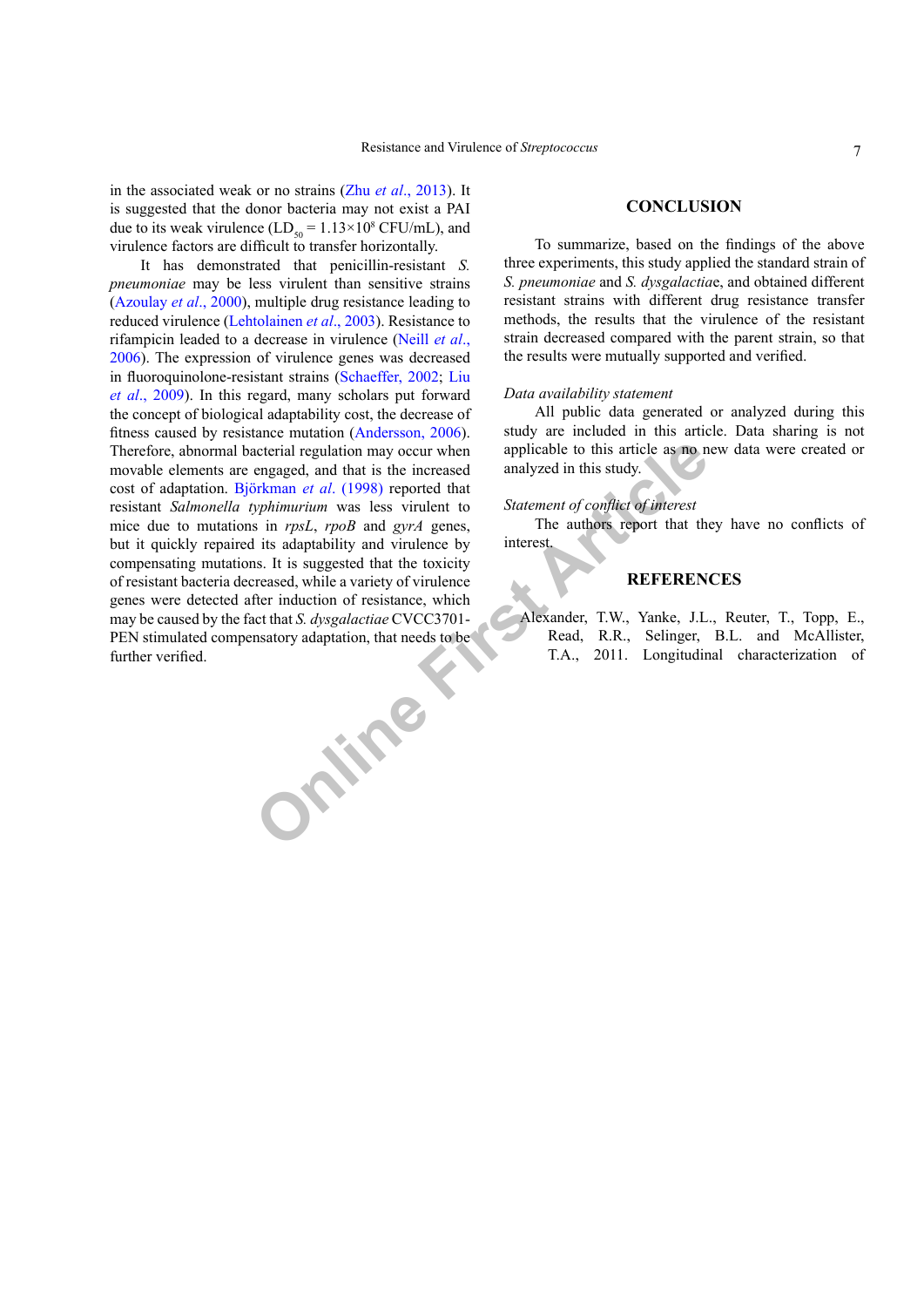in the associated weak or no strains (Zhu *et al*., 2013). It is suggested that the donor bacteria may not exist a PAI due to its weak virulence ($LD_{50}$ = $1.13\times10^{8}$ CFU/mL), and virulence factors are difficult to transfer horizontally.

It has demonstrated that penicillin-resistant *S. pneumoniae* may be less virulent than sensitive strains (Azoulay *et al*., 2000), multiple drug resistance leading to reduced virulence (Lehtolainen *et al*., 2003). Resistance to rifampicin leaded to a decrease in virulence (Neill *et al*., 2006). The expression of virulence genes was decreased in fluoroquinolone-resistant strains (Schaeffer, 2002; Liu *et al*., 2009). In this regard, many scholars put forward the concept of biological adaptability cost, the decrease of fitness caused by resistance mutation (Andersson, 2006). Therefore, abnormal bacterial regulation may occur when movable elements are engaged, and that is the increased cost of adaptation. Björkman *et al*. (1998) reported that resistant *Salmonella typhimurium* was less virulent to mice due to mutations in *rpsL*, *rpoB* and *gyrA* genes, but it quickly repaired its adaptability and virulence by compensating mutations. It is suggested that the toxicity of resistant bacteria decreased, while a variety of virulence genes were detected after induction of resistance, which may be caused by the fact that *S. dysgalactiae* CVCC3701-PEN stimulated compensatory adaptation, that needs to be further verified.

## CONCLUSION

To summarize, based on the findings of the above three experiments, this study applied the standard strain of *S. pneumoniae* and *S. dysgalactiae*, and obtained different resistant strains with different drug resistance transfer methods, the results that the virulence of the resistant strain decreased compared with the parent strain, so that the results were mutually supported and verified.

*Data availability statement*

All public data generated or analyzed during this study are included in this article. Data sharing is not applicable to this article as no new data were created or analyzed in this study.

*Statement of conflict of interest*

The authors report that they have no conflicts of interest.

## REFERENCES

Alexander, T.W., Yanke, J.L., Reuter, T., Topp, E., Read, R.R., Selinger, B.L. and McAllister, T.A., 2011. Longitudinal characterization of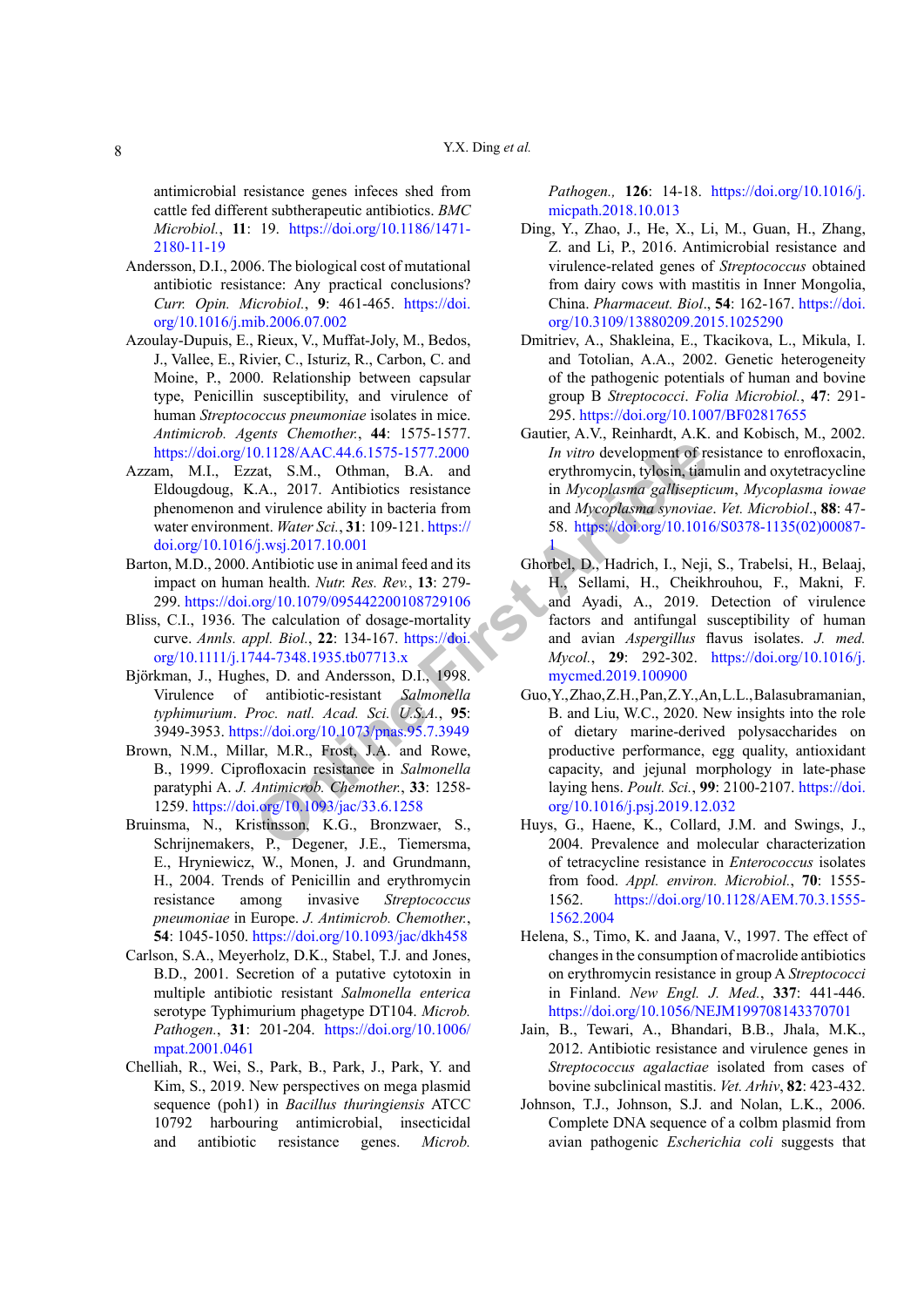antimicrobial resistance genes infeces shed from cattle fed different subtherapeutic antibiotics. *BMC Microbiol.*, **11**: 19. https://doi.org/10.1186/1471-2180-11-19

Andersson, D.I., 2006. The biological cost of mutational antibiotic resistance: Any practical conclusions? *Curr. Opin. Microbiol.*, **9**: 461-465. https://doi.org/10.1016/j.mib.2006.07.002

Azoulay-Dupuis, E., Rieux, V., Muffat-Joly, M., Bedos, J., Vallee, E., Rivier, C., Isturiz, R., Carbon, C. and Moine, P., 2000. Relationship between capsular type, Penicillin susceptibility, and virulence of human *Streptococcus pneumoniae* isolates in mice. *Antimicrob. Agents Chemother.*, **44**: 1575-1577. https://doi.org/10.1128/AAC.44.6.1575-1577.2000

Azzam, M.I., Ezzat, S.M., Othman, B.A. and Eldougdoug, K.A., 2017. Antibiotics resistance phenomenon and virulence ability in bacteria from water environment. *Water Sci.*, **31**: 109-121. https://doi.org/10.1016/j.wsj.2017.10.001

Barton, M.D., 2000. Antibiotic use in animal feed and its impact on human health. *Nutr. Res. Rev.*, **13**: 279-299. https://doi.org/10.1079/095442200108729106

Bliss, C.I., 1936. The calculation of dosage-mortality curve. *Annls. appl. Biol.*, **22**: 134-167. https://doi.org/10.1111/j.1744-7348.1935.tb07713.x

Björkman, J., Hughes, D. and Andersson, D.I., 1998. Virulence of antibiotic-resistant *Salmonella typhimurium*. *Proc. natl. Acad. Sci. U.S.A.*, **95**: 3949-3953. https://doi.org/10.1073/pnas.95.7.3949

Brown, N.M., Millar, M.R., Frost, J.A. and Rowe, B., 1999. Ciprofloxacin resistance in *Salmonella* paratyphi A. *J. Antimicrob. Chemother.*, **33**: 1258-1259. https://doi.org/10.1093/jac/33.6.1258

Bruinsma, N., Kristinsson, K.G., Bronzwaer, S., Schrijnemakers, P., Degener, J.E., Tiemersma, E., Hryniewicz, W., Monen, J. and Grundmann, H., 2004. Trends of Penicillin and erythromycin resistance among invasive *Streptococcus pneumoniae* in Europe. *J. Antimicrob. Chemother.*, **54**: 1045-1050. https://doi.org/10.1093/jac/dkh458

Carlson, S.A., Meyerholz, D.K., Stabel, T.J. and Jones, B.D., 2001. Secretion of a putative cytotoxin in multiple antibiotic resistant *Salmonella enterica* serotype Typhimurium phagetype DT104. *Microb. Pathogen.*, **31**: 201-204. https://doi.org/10.1006/mpat.2001.0461

Chelliah, R., Wei, S., Park, B., Park, J., Park, Y. and Kim, S., 2019. New perspectives on mega plasmid sequence (poh1) in *Bacillus thuringiensis* ATCC 10792 harbouring antimicrobial, insecticidal and antibiotic resistance genes. *Microb. Pathogen.*, **126**: 14-18. https://doi.org/10.1016/j.micpath.2018.10.013

Ding, Y., Zhao, J., He, X., Li, M., Guan, H., Zhang, Z. and Li, P., 2016. Antimicrobial resistance and virulence-related genes of *Streptococcus* obtained from dairy cows with mastitis in Inner Mongolia, China. *Pharmaceut. Biol.*, **54**: 162-167. https://doi.org/10.3109/13880209.2015.1025290

Dmitriev, A., Shakleina, E., Tkacikova, L., Mikula, I. and Totolian, A.A., 2002. Genetic heterogeneity of the pathogenic potentials of human and bovine group B *Streptococci*. *Folia Microbiol.*, **47**: 291-295. https://doi.org/10.1007/BF02817655

Gautier, A.V., Reinhardt, A.K. and Kobisch, M., 2002. *In vitro* development of resistance to enrofloxacin, erythromycin, tylosin, tiamulin and oxytetracycline in *Mycoplasma gallisepticum*, *Mycoplasma iowae* and *Mycoplasma synoviae*. *Vet. Microbiol.*, **88**: 47-58. https://doi.org/10.1016/S0378-1135(02)00087-1

Ghorbel, D., Hadrich, I., Neji, S., Trabelsi, H., Belaaj, H., Sellami, H., Cheikhrouhou, F., Makni, F. and Ayadi, A., 2019. Detection of virulence factors and antifungal susceptibility of human and avian *Aspergillus* flavus isolates. *J. med. Mycol.*, **29**: 292-302. https://doi.org/10.1016/j.mycmed.2019.100900

Guo, Y., Zhao, Z.H., Pan, Z.Y., An, L.L., Balasubramanian, B. and Liu, W.C., 2020. New insights into the role of dietary marine-derived polysaccharides on productive performance, egg quality, antioxidant capacity, and jejunal morphology in late-phase laying hens. *Poult. Sci.*, **99**: 2100-2107. https://doi.org/10.1016/j.psj.2019.12.032

Huys, G., Haene, K., Collard, J.M. and Swings, J., 2004. Prevalence and molecular characterization of tetracycline resistance in *Enterococcus* isolates from food. *Appl. environ. Microbiol.*, **70**: 1555-1562. https://doi.org/10.1128/AEM.70.3.1555-1562.2004

Helena, S., Timo, K. and Jaana, V., 1997. The effect of changes in the consumption of macrolide antibiotics on erythromycin resistance in group A *Streptococci* in Finland. *New Engl. J. Med.*, **337**: 441-446. https://doi.org/10.1056/NEJM199708143370701

Jain, B., Tewari, A., Bhandari, B.B., Jhala, M.K., 2012. Antibiotic resistance and virulence genes in *Streptococcus agalactiae* isolated from cases of bovine subclinical mastitis. *Vet. Arhiv*, **82**: 423-432.

Johnson, T.J., Johnson, S.J. and Nolan, L.K., 2006. Complete DNA sequence of a colbm plasmid from avian pathogenic *Escherichia coli* suggests that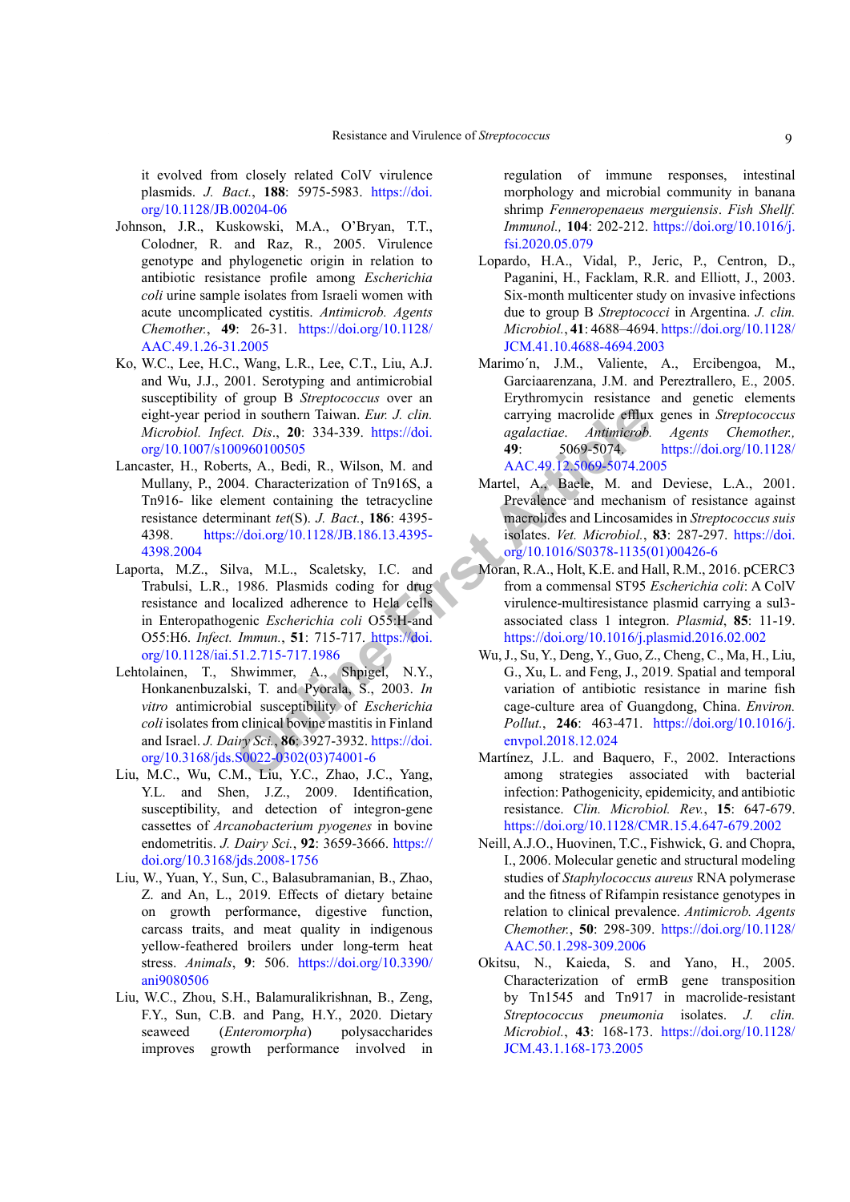it evolved from closely related ColV virulence plasmids. *J. Bact.*, **188**: 5975-5983. https://doi.org/10.1128/JB.00204-06

Johnson, J.R., Kuskowski, M.A., O'Bryan, T.T., Colodner, R. and Raz, R., 2005. Virulence genotype and phylogenetic origin in relation to antibiotic resistance profile among *Escherichia coli* urine sample isolates from Israeli women with acute uncomplicated cystitis. *Antimicrob. Agents Chemother.*, **49**: 26-31. https://doi.org/10.1128/AAC.49.1.26-31.2005

Ko, W.C., Lee, H.C., Wang, L.R., Lee, C.T., Liu, A.J. and Wu, J.J., 2001. Serotyping and antimicrobial susceptibility of group B *Streptococcus* over an eight-year period in southern Taiwan. *Eur. J. clin. Microbiol. Infect. Dis.*, **20**: 334-339. https://doi.org/10.1007/s100960100505

Lancaster, H., Roberts, A., Bedi, R., Wilson, M. and Mullany, P., 2004. Characterization of Tn916S, a Tn916- like element containing the tetracycline resistance determinant *tet*(S). *J. Bact.*, **186**: 4395-4398. https://doi.org/10.1128/JB.186.13.4395-4398.2004

Laporta, M.Z., Silva, M.L., Scaletsky, I.C. and Trabulsi, L.R., 1986. Plasmids coding for drug resistance and localized adherence to Hela cells in Enteropathogenic *Escherichia coli* O55:H-and O55:H6. *Infect. Immun.*, **51**: 715-717. https://doi.org/10.1128/iai.51.2.715-717.1986

Lehtolainen, T., Shwimmer, A., Shpigel, N.Y., Honkanenbuzalski, T. and Pyorala, S., 2003. *In vitro* antimicrobial susceptibility of *Escherichia coli* isolates from clinical bovine mastitis in Finland and Israel. *J. Dairy Sci.*, **86**: 3927-3932. https://doi.org/10.3168/jds.S0022-0302(03)74001-6

Liu, M.C., Wu, C.M., Liu, Y.C., Zhao, J.C., Yang, Y.L. and Shen, J.Z., 2009. Identification, susceptibility, and detection of integron-gene cassettes of *Arcanobacterium pyogenes* in bovine endometritis. *J. Dairy Sci.*, **92**: 3659-3666. https://doi.org/10.3168/jds.2008-1756

Liu, W., Yuan, Y., Sun, C., Balasubramanian, B., Zhao, Z. and An, L., 2019. Effects of dietary betaine on growth performance, digestive function, carcass traits, and meat quality in indigenous yellow-feathered broilers under long-term heat stress. *Animals*, **9**: 506. https://doi.org/10.3390/ani9080506

Liu, W.C., Zhou, S.H., Balamuralikrishnan, B., Zeng, F.Y., Sun, C.B. and Pang, H.Y., 2020. Dietary seaweed (*Enteromorpha*) polysaccharides improves growth performance involved in regulation of immune responses, intestinal morphology and microbial community in banana shrimp *Fenneropenaeus merguiensis*. *Fish Shellf. Immunol.*, **104**: 202-212. https://doi.org/10.1016/j.fsi.2020.05.079

Lopardo, H.A., Vidal, P., Jeric, P., Centron, D., Paganini, H., Facklam, R.R. and Elliott, J., 2003. Six-month multicenter study on invasive infections due to group B *Streptococci* in Argentina. *J. clin. Microbiol.*, **41**: 4688–4694. https://doi.org/10.1128/JCM.41.10.4688-4694.2003

Marimo´n, J.M., Valiente, A., Ercibengoa, M., Garciaarenzana, J.M. and Pereztrallero, E., 2005. Erythromycin resistance and genetic elements carrying macrolide efflux genes in *Streptococcus agalactiae*. *Antimicrob. Agents Chemother.*, **49**: 5069-5074. https://doi.org/10.1128/AAC.49.12.5069-5074.2005

Martel, A., Baele, M. and Deviese, L.A., 2001. Prevalence and mechanism of resistance against macrolides and Lincosamides in *Streptococcus suis* isolates. *Vet. Microbiol.*, **83**: 287-297. https://doi.org/10.1016/S0378-1135(01)00426-6

Moran, R.A., Holt, K.E. and Hall, R.M., 2016. pCERC3 from a commensal ST95 *Escherichia coli*: A ColV virulence-multiresistance plasmid carrying a sul3-associated class 1 integron. *Plasmid*, **85**: 11-19. https://doi.org/10.1016/j.plasmid.2016.02.002

Wu, J., Su, Y., Deng, Y., Guo, Z., Cheng, C., Ma, H., Liu, G., Xu, L. and Feng, J., 2019. Spatial and temporal variation of antibiotic resistance in marine fish cage-culture area of Guangdong, China. *Environ. Pollut.*, **246**: 463-471. https://doi.org/10.1016/j.envpol.2018.12.024

Martínez, J.L. and Baquero, F., 2002. Interactions among strategies associated with bacterial infection: Pathogenicity, epidemicity, and antibiotic resistance. *Clin. Microbiol. Rev.*, **15**: 647-679. https://doi.org/10.1128/CMR.15.4.647-679.2002

Neill, A.J.O., Huovinen, T.C., Fishwick, G. and Chopra, I., 2006. Molecular genetic and structural modeling studies of *Staphylococcus aureus* RNA polymerase and the fitness of Rifampin resistance genotypes in relation to clinical prevalence. *Antimicrob. Agents Chemother.*, **50**: 298-309. https://doi.org/10.1128/AAC.50.1.298-309.2006

Okitsu, N., Kaieda, S. and Yano, H., 2005. Characterization of ermB gene transposition by Tn1545 and Tn917 in macrolide-resistant *Streptococcus pneumonia* isolates. *J. clin. Microbiol.*, **43**: 168-173. https://doi.org/10.1128/JCM.43.1.168-173.2005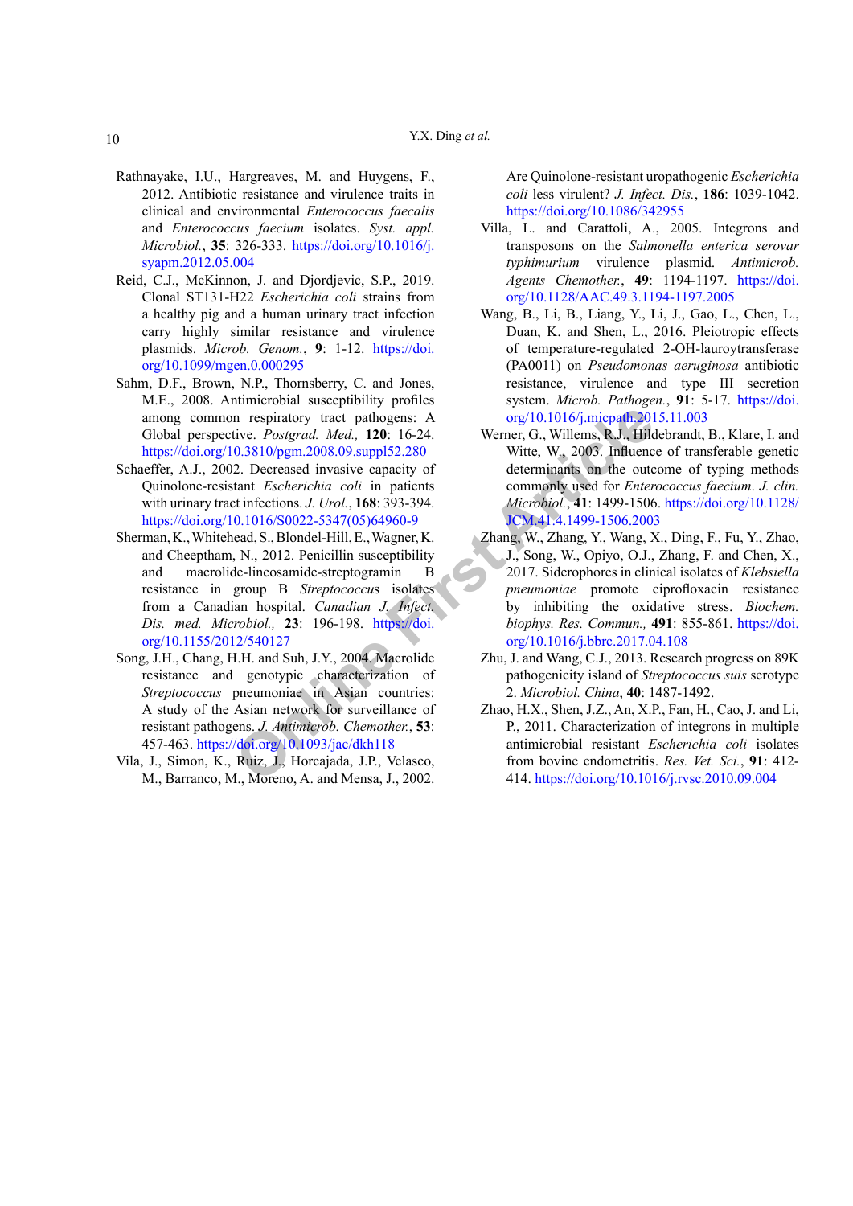Rathnayake, I.U., Hargreaves, M. and Huygens, F., 2012. Antibiotic resistance and virulence traits in clinical and environmental *Enterococcus faecalis* and *Enterococcus faecium* isolates. *Syst. appl. Microbiol.*, **35**: 326-333. https://doi.org/10.1016/j.syapm.2012.05.004

Reid, C.J., McKinnon, J. and Djordjevic, S.P., 2019. Clonal ST131-H22 *Escherichia coli* strains from a healthy pig and a human urinary tract infection carry highly similar resistance and virulence plasmids. *Microb. Genom.*, **9**: 1-12. https://doi.org/10.1099/mgen.0.000295

Sahm, D.F., Brown, N.P., Thornsberry, C. and Jones, M.E., 2008. Antimicrobial susceptibility profiles among common respiratory tract pathogens: A Global perspective. *Postgrad. Med.,* **120**: 16-24. https://doi.org/10.3810/pgm.2008.09.suppl52.280

Schaeffer, A.J., 2002. Decreased invasive capacity of Quinolone-resistant *Escherichia coli* in patients with urinary tract infections. *J. Urol.*, **168**: 393-394. https://doi.org/10.1016/S0022-5347(05)64960-9

Sherman, K., Whitehead, S., Blondel-Hill, E., Wagner, K. and Cheeptham, N., 2012. Penicillin susceptibility and macrolide-lincosamide-streptogramin B resistance in group B *Streptococcus* isolates from a Canadian hospital. *Canadian J. Infect. Dis. med. Microbiol.,* **23**: 196-198. https://doi.org/10.1155/2012/540127

Song, J.H., Chang, H.H. and Suh, J.Y., 2004. Macrolide resistance and genotypic characterization of *Streptococcus* pneumoniae in Asian countries: A study of the Asian network for surveillance of resistant pathogens. *J. Antimicrob. Chemother.*, **53**: 457-463. https://doi.org/10.1093/jac/dkh118

Vila, J., Simon, K., Ruiz, J., Horcajada, J.P., Velasco, M., Barranco, M., Moreno, A. and Mensa, J., 2002. Are Quinolone-resistant uropathogenic *Escherichia coli* less virulent? *J. Infect. Dis.*, **186**: 1039-1042. https://doi.org/10.1086/342955

Villa, L. and Carattoli, A., 2005. Integrons and transposons on the *Salmonella enterica serovar typhimurium* virulence plasmid. *Antimicrob. Agents Chemother.*, **49**: 1194-1197. https://doi.org/10.1128/AAC.49.3.1194-1197.2005

Wang, B., Li, B., Liang, Y., Li, J., Gao, L., Chen, L., Duan, K. and Shen, L., 2016. Pleiotropic effects of temperature-regulated 2-OH-lauroytransferase (PA0011) on *Pseudomonas aeruginosa* antibiotic resistance, virulence and type III secretion system. *Microb. Pathogen.*, **91**: 5-17. https://doi.org/10.1016/j.micpath.2015.11.003

Werner, G., Willems, R.J., Hildebrandt, B., Klare, I. and Witte, W., 2003. Influence of transferable genetic determinants on the outcome of typing methods commonly used for *Enterococcus faecium*. *J. clin. Microbiol.*, **41**: 1499-1506. https://doi.org/10.1128/JCM.41.4.1499-1506.2003

Zhang, W., Zhang, Y., Wang, X., Ding, F., Fu, Y., Zhao, J., Song, W., Opiyo, O.J., Zhang, F. and Chen, X., 2017. Siderophores in clinical isolates of *Klebsiella pneumoniae* promote ciprofloxacin resistance by inhibiting the oxidative stress. *Biochem. biophys. Res. Commun.,* **491**: 855-861. https://doi.org/10.1016/j.bbrc.2017.04.108

Zhu, J. and Wang, C.J., 2013. Research progress on 89K pathogenicity island of *Streptococcus suis* serotype 2. *Microbiol. China*, **40**: 1487-1492.

Zhao, H.X., Shen, J.Z., An, X.P., Fan, H., Cao, J. and Li, P., 2011. Characterization of integrons in multiple antimicrobial resistant *Escherichia coli* isolates from bovine endometritis. *Res. Vet. Sci.*, **91**: 412-414. https://doi.org/10.1016/j.rvsc.2010.09.004